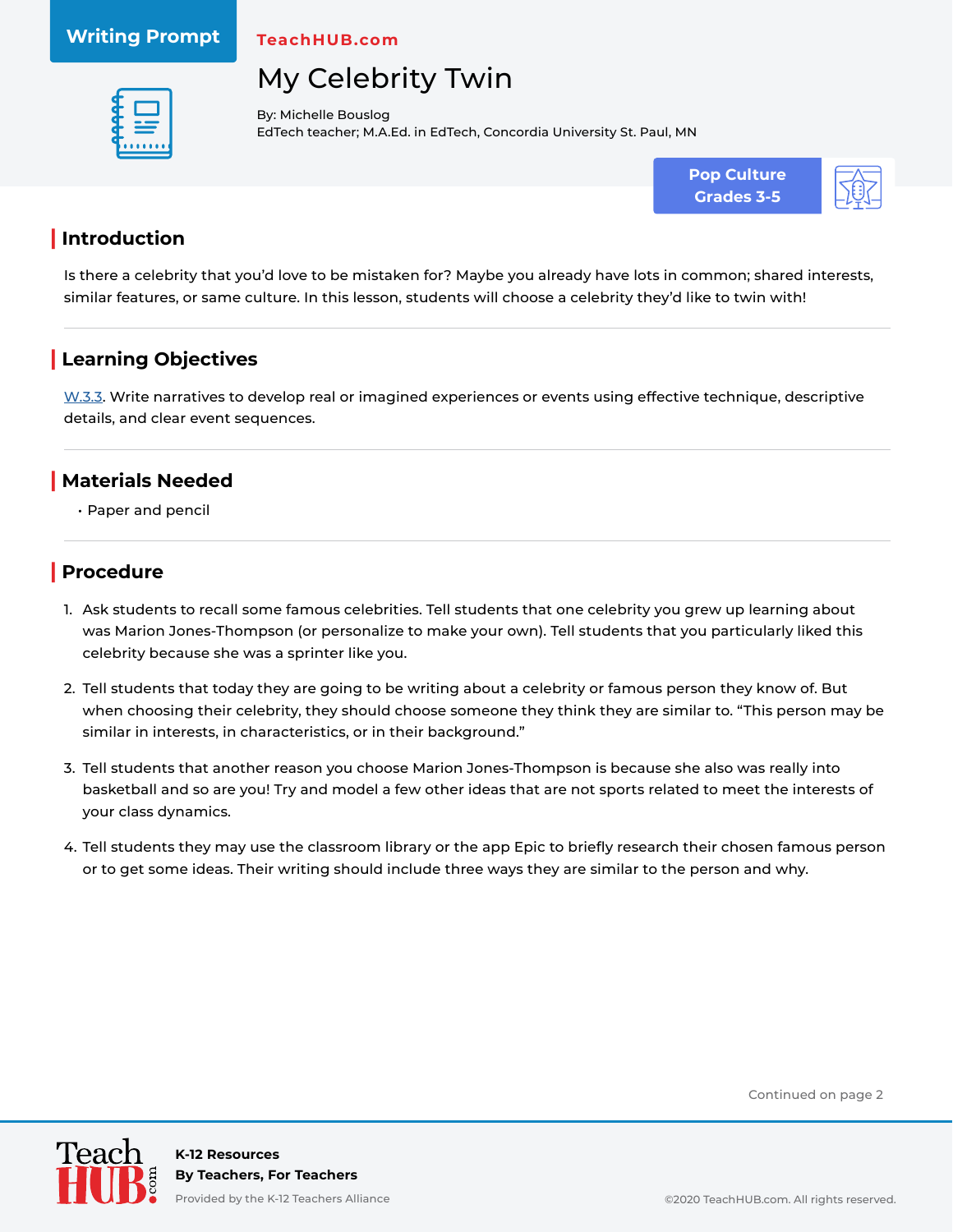Writing Prompt

TeachHUB.com

# My Celebrity Twin

By: Michelle Bouslog
EdTech teacher; M.A.Ed. in EdTech, Concordia University St. Paul, MN

**Pop Culture**
**Grades 3-5**

## Introduction

Is there a celebrity that you'd love to be mistaken for? Maybe you already have lots in common; shared interests, similar features, or same culture. In this lesson, students will choose a celebrity they'd like to twin with!

## Learning Objectives

W.3.3. Write narratives to develop real or imagined experiences or events using effective technique, descriptive details, and clear event sequences.

## Materials Needed

- Paper and pencil

## Procedure

1. Ask students to recall some famous celebrities. Tell students that one celebrity you grew up learning about was Marion Jones-Thompson (or personalize to make your own). Tell students that you particularly liked this celebrity because she was a sprinter like you.
2. Tell students that today they are going to be writing about a celebrity or famous person they know of. But when choosing their celebrity, they should choose someone they think they are similar to. "This person may be similar in interests, in characteristics, or in their background."
3. Tell students that another reason you choose Marion Jones-Thompson is because she also was really into basketball and so are you! Try and model a few other ideas that are not sports related to meet the interests of your class dynamics.
4. Tell students they may use the classroom library or the app Epic to briefly research their chosen famous person or to get some ideas. Their writing should include three ways they are similar to the person and why.

Continued on page 2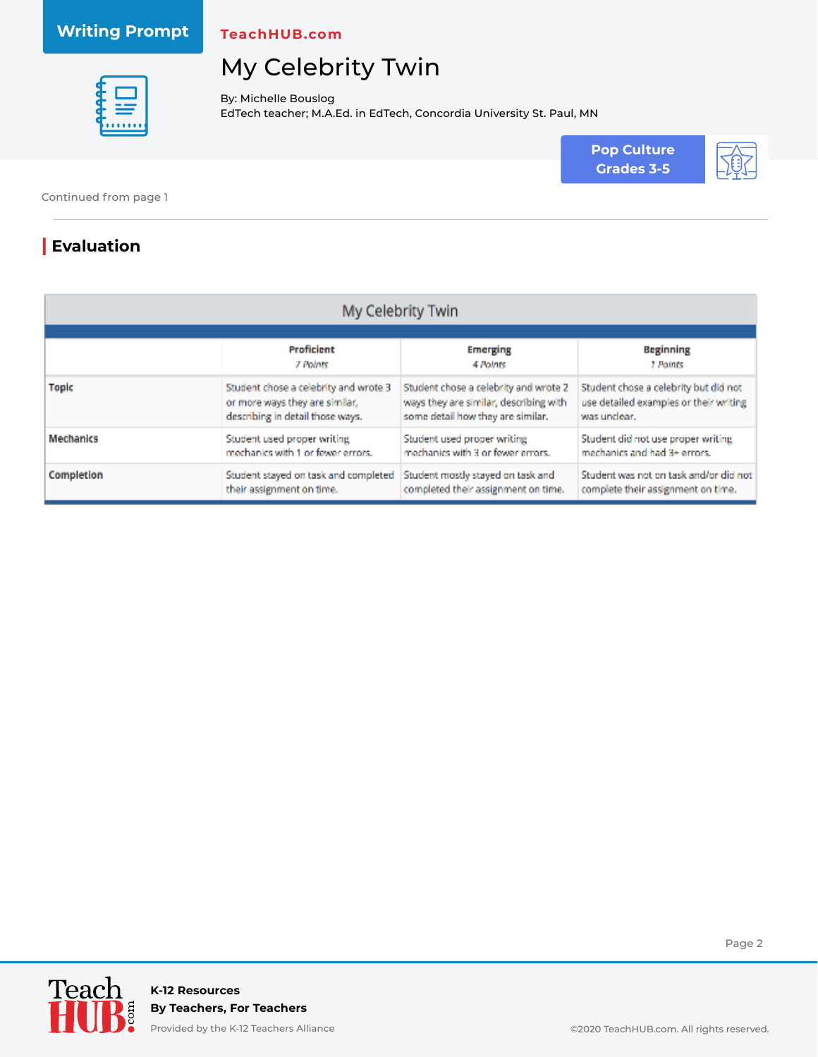Writing Prompt

TeachHUB.com

# My Celebrity Twin

By: Michelle Bouslog
EdTech teacher; M.A.Ed. in EdTech, Concordia University St. Paul, MN

Pop Culture
Grades 3-5

Continued from page 1

## Evaluation

My Celebrity Twin

| | Proficient<br>*7 Points* | Emerging<br>*4 Points* | Beginning<br>*1 Points* |
|---|---|---|---|
| **Topic** | Student chose a celebrity and wrote 3 or more ways they are similar, describing in detail those ways. | Student chose a celebrity and wrote 2 ways they are similar, describing with some detail how they are similar. | Student chose a celebrity but did not use detailed examples or their writing was unclear. |
| **Mechanics** | Student used proper writing mechanics with 1 or fewer errors. | Student used proper writing mechanics with 3 or fewer errors. | Student did not use proper writing mechanics and had 3+ errors. |
| **Completion** | Student stayed on task and completed their assignment on time. | Student mostly stayed on task and completed their assignment on time. | Student was not on task and/or did not complete their assignment on time. |

K-12 Resources
By Teachers, For Teachers
Provided by the K-12 Teachers Alliance

©2020 TeachHUB.com. All rights reserved.